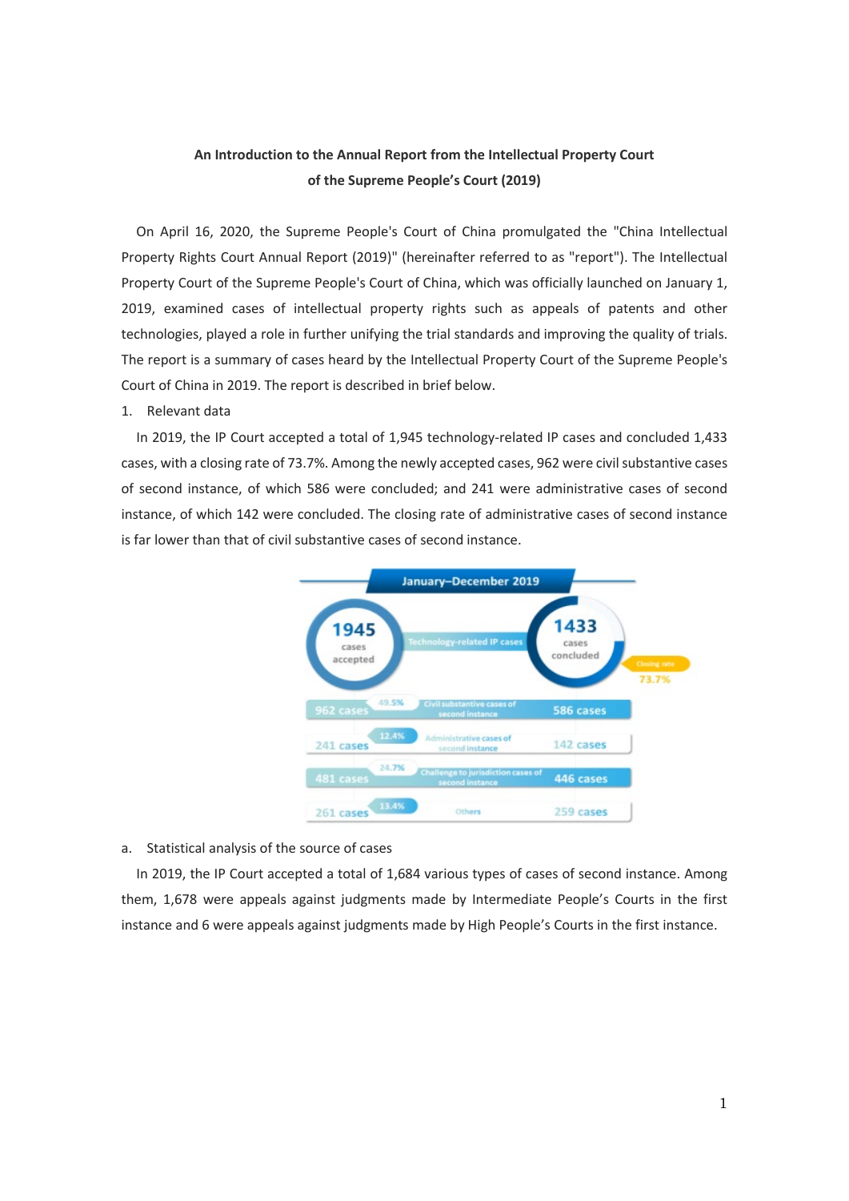**An Introduction to the Annual Report from the Intellectual Property Court of the Supreme People's Court (2019)**

On April 16, 2020, the Supreme People's Court of China promulgated the "China Intellectual Property Rights Court Annual Report (2019)" (hereinafter referred to as "report"). The Intellectual Property Court of the Supreme People's Court of China, which was officially launched on January 1, 2019, examined cases of intellectual property rights such as appeals of patents and other technologies, played a role in further unifying the trial standards and improving the quality of trials. The report is a summary of cases heard by the Intellectual Property Court of the Supreme People's Court of China in 2019. The report is described in brief below.

1. Relevant data

In 2019, the IP Court accepted a total of 1,945 technology-related IP cases and concluded 1,433 cases, with a closing rate of 73.7%. Among the newly accepted cases, 962 were civil substantive cases of second instance, of which 586 were concluded; and 241 were administrative cases of second instance, of which 142 were concluded. The closing rate of administrative cases of second instance is far lower than that of civil substantive cases of second instance.

**January–December 2019**

Technology-related IP cases: 1945 cases accepted; 1433 cases concluded; Closing rate 73.7%

| Cases accepted | Share | Type | Cases concluded |
| --- | --- | --- | --- |
| 962 cases | 49.5% | Civil substantive cases of second instance | 586 cases |
| 241 cases | 12.4% | Administrative cases of second instance | 142 cases |
| 481 cases | 24.7% | Challenge to jurisdiction cases of second instance | 446 cases |
| 261 cases | 13.4% | Others | 259 cases |

a. Statistical analysis of the source of cases

In 2019, the IP Court accepted a total of 1,684 various types of cases of second instance. Among them, 1,678 were appeals against judgments made by Intermediate People's Courts in the first instance and 6 were appeals against judgments made by High People's Courts in the first instance.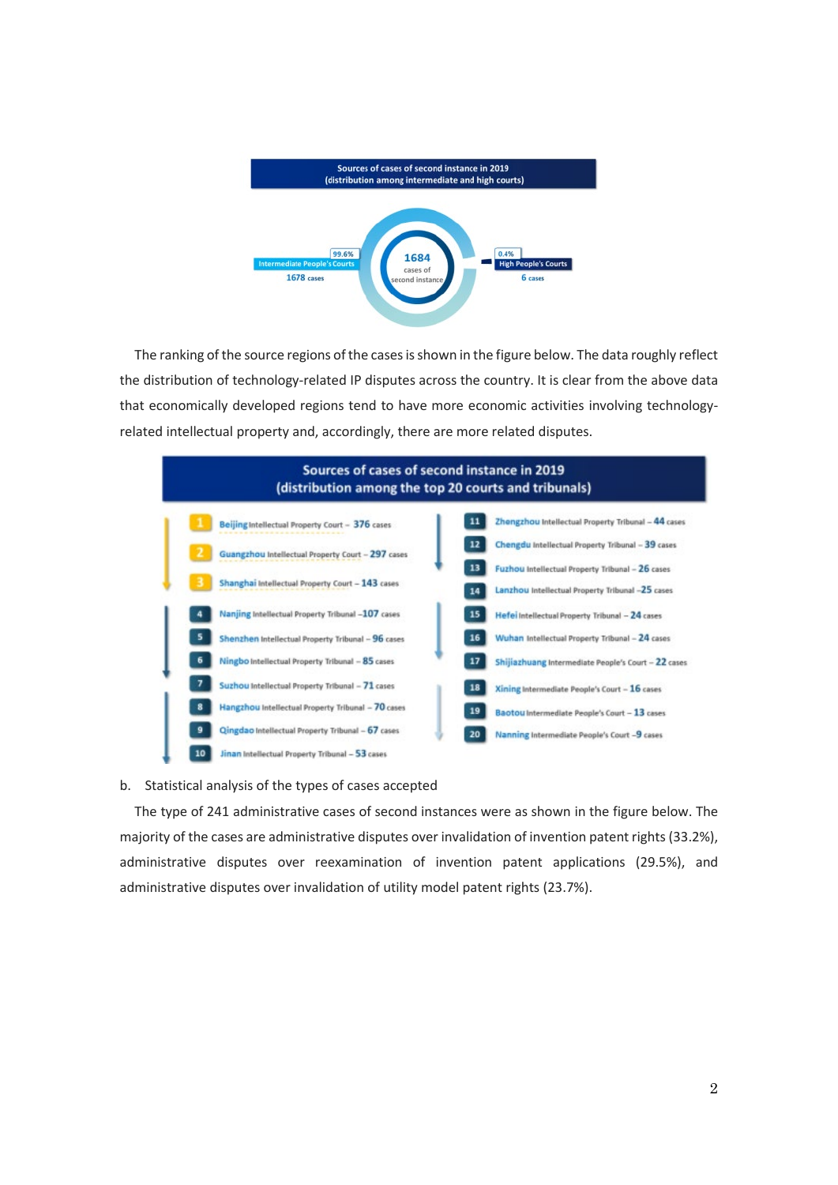**Sources of cases of second instance in 2019 (distribution among intermediate and high courts)**

| Court level | Share | Cases |
|---|---|---|
| Intermediate People's Courts | 99.6% | 1678 cases |
| High People's Courts | 0.4% | 6 cases |
| Total | | 1684 cases of second instance |

The ranking of the source regions of the cases is shown in the figure below. The data roughly reflect the distribution of technology-related IP disputes across the country. It is clear from the above data that economically developed regions tend to have more economic activities involving technology-related intellectual property and, accordingly, there are more related disputes.

**Sources of cases of second instance in 2019 (distribution among the top 20 courts and tribunals)**

| Rank | Court/Tribunal | Cases |
|---|---|---|
| 1 | Beijing Intellectual Property Court | 376 |
| 2 | Guangzhou Intellectual Property Court | 297 |
| 3 | Shanghai Intellectual Property Court | 143 |
| 4 | Nanjing Intellectual Property Tribunal | 107 |
| 5 | Shenzhen Intellectual Property Tribunal | 96 |
| 6 | Ningbo Intellectual Property Tribunal | 85 |
| 7 | Suzhou Intellectual Property Tribunal | 71 |
| 8 | Hangzhou Intellectual Property Tribunal | 70 |
| 9 | Qingdao Intellectual Property Tribunal | 67 |
| 10 | Jinan Intellectual Property Tribunal | 53 |
| 11 | Zhengzhou Intellectual Property Tribunal | 44 |
| 12 | Chengdu Intellectual Property Tribunal | 39 |
| 13 | Fuzhou Intellectual Property Tribunal | 26 |
| 14 | Lanzhou Intellectual Property Tribunal | 25 |
| 15 | Hefei Intellectual Property Tribunal | 24 |
| 16 | Wuhan Intellectual Property Tribunal | 24 |
| 17 | Shijiazhuang Intermediate People's Court | 22 |
| 18 | Xining Intermediate People's Court | 16 |
| 19 | Baotou Intermediate People's Court | 13 |
| 20 | Nanning Intermediate People's Court | 9 |

b. Statistical analysis of the types of cases accepted

The type of 241 administrative cases of second instances were as shown in the figure below. The majority of the cases are administrative disputes over invalidation of invention patent rights (33.2%), administrative disputes over reexamination of invention patent applications (29.5%), and administrative disputes over invalidation of utility model patent rights (23.7%).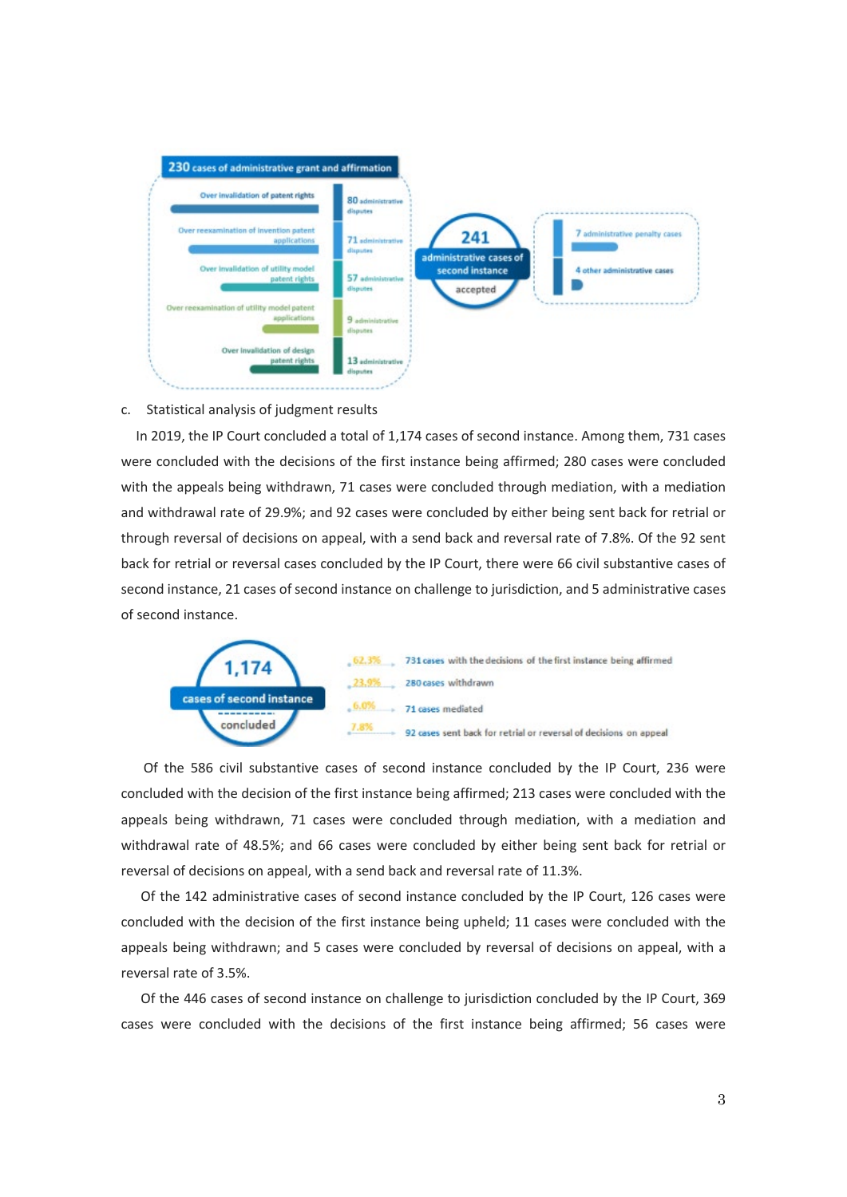**230 cases of administrative grant and affirmation**

- Over invalidation of patent rights — 80 administrative disputes
- Over reexamination of invention patent applications — 71 administrative disputes
- Over invalidation of utility model patent rights — 57 administrative disputes
- Over reexamination of utility model patent applications — 9 administrative disputes
- Over invalidation of design patent rights — 13 administrative disputes

**241** administrative cases of second instance accepted

- 7 administrative penalty cases
- 4 other administrative cases

c. Statistical analysis of judgment results

In 2019, the IP Court concluded a total of 1,174 cases of second instance. Among them, 731 cases were concluded with the decisions of the first instance being affirmed; 280 cases were concluded with the appeals being withdrawn, 71 cases were concluded through mediation, with a mediation and withdrawal rate of 29.9%; and 92 cases were concluded by either being sent back for retrial or through reversal of decisions on appeal, with a send back and reversal rate of 7.8%. Of the 92 sent back for retrial or reversal cases concluded by the IP Court, there were 66 civil substantive cases of second instance, 21 cases of second instance on challenge to jurisdiction, and 5 administrative cases of second instance.

**1,174** cases of second instance concluded

- 62.3% — 731 cases with the decisions of the first instance being affirmed
- 23.9% — 280 cases withdrawn
- 6.0% — 71 cases mediated
- 7.8% — 92 cases sent back for retrial or reversal of decisions on appeal

Of the 586 civil substantive cases of second instance concluded by the IP Court, 236 were concluded with the decision of the first instance being affirmed; 213 cases were concluded with the appeals being withdrawn, 71 cases were concluded through mediation, with a mediation and withdrawal rate of 48.5%; and 66 cases were concluded by either being sent back for retrial or reversal of decisions on appeal, with a send back and reversal rate of 11.3%.

Of the 142 administrative cases of second instance concluded by the IP Court, 126 cases were concluded with the decision of the first instance being upheld; 11 cases were concluded with the appeals being withdrawn; and 5 cases were concluded by reversal of decisions on appeal, with a reversal rate of 3.5%.

Of the 446 cases of second instance on challenge to jurisdiction concluded by the IP Court, 369 cases were concluded with the decisions of the first instance being affirmed; 56 cases were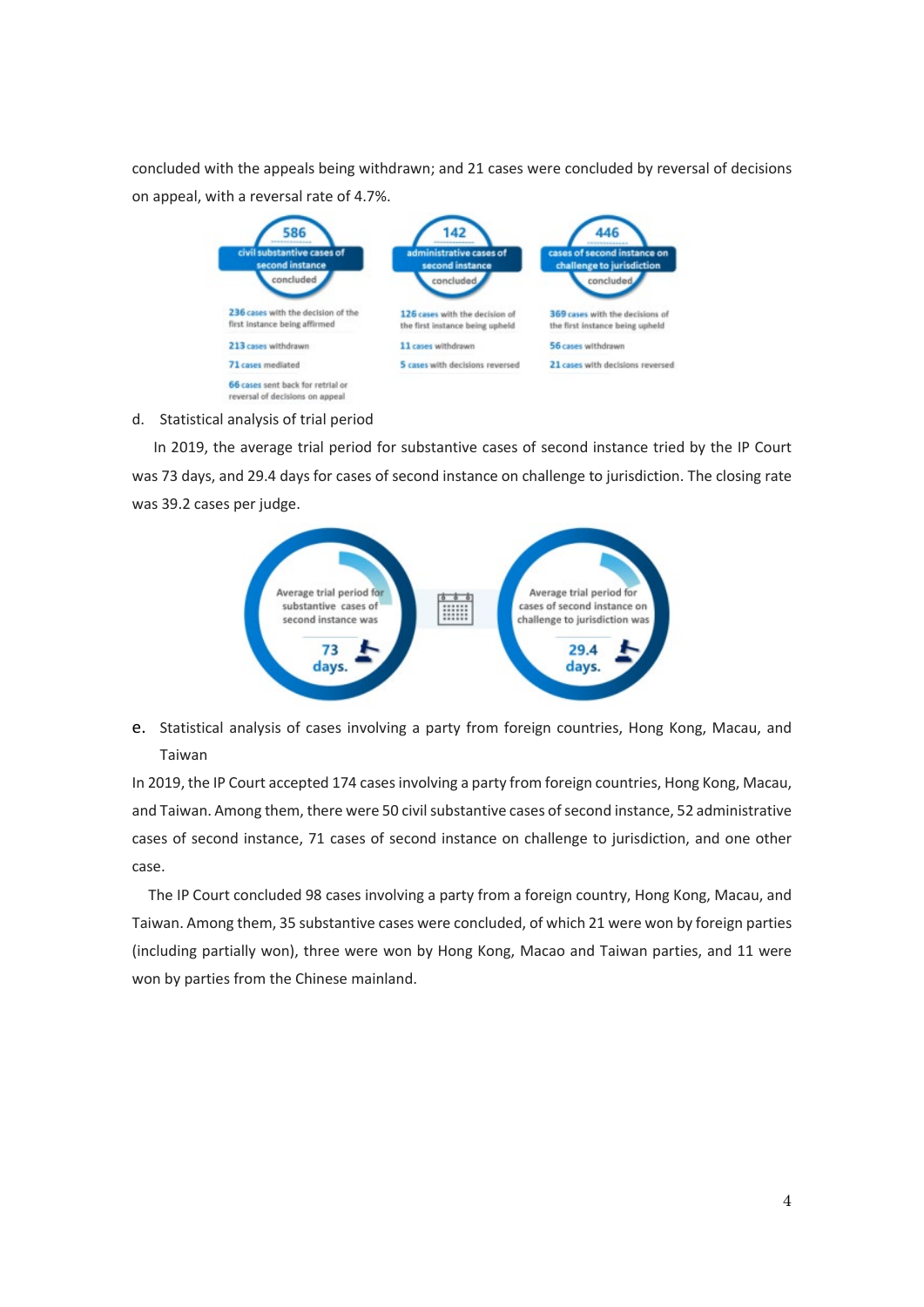concluded with the appeals being withdrawn; and 21 cases were concluded by reversal of decisions on appeal, with a reversal rate of 4.7%.

**586** civil substantive cases of second instance concluded
- 236 cases with the decision of the first instance being affirmed
- 213 cases withdrawn
- 71 cases mediated
- 66 cases sent back for retrial or reversal of decisions on appeal

**142** administrative cases of second instance concluded
- 126 cases with the decision of the first instance being upheld
- 11 cases withdrawn
- 5 cases with decisions reversed

**446** cases of second instance on challenge to jurisdiction concluded
- 369 cases with the decisions of the first instance being upheld
- 56 cases withdrawn
- 21 cases with decisions reversed

d. Statistical analysis of trial period

In 2019, the average trial period for substantive cases of second instance tried by the IP Court was 73 days, and 29.4 days for cases of second instance on challenge to jurisdiction. The closing rate was 39.2 cases per judge.

Average trial period for substantive cases of second instance was **73 days.**

Average trial period for cases of second instance on challenge to jurisdiction was **29.4 days.**

e. Statistical analysis of cases involving a party from foreign countries, Hong Kong, Macau, and Taiwan

In 2019, the IP Court accepted 174 cases involving a party from foreign countries, Hong Kong, Macau, and Taiwan. Among them, there were 50 civil substantive cases of second instance, 52 administrative cases of second instance, 71 cases of second instance on challenge to jurisdiction, and one other case.

The IP Court concluded 98 cases involving a party from a foreign country, Hong Kong, Macau, and Taiwan. Among them, 35 substantive cases were concluded, of which 21 were won by foreign parties (including partially won), three were won by Hong Kong, Macao and Taiwan parties, and 11 were won by parties from the Chinese mainland.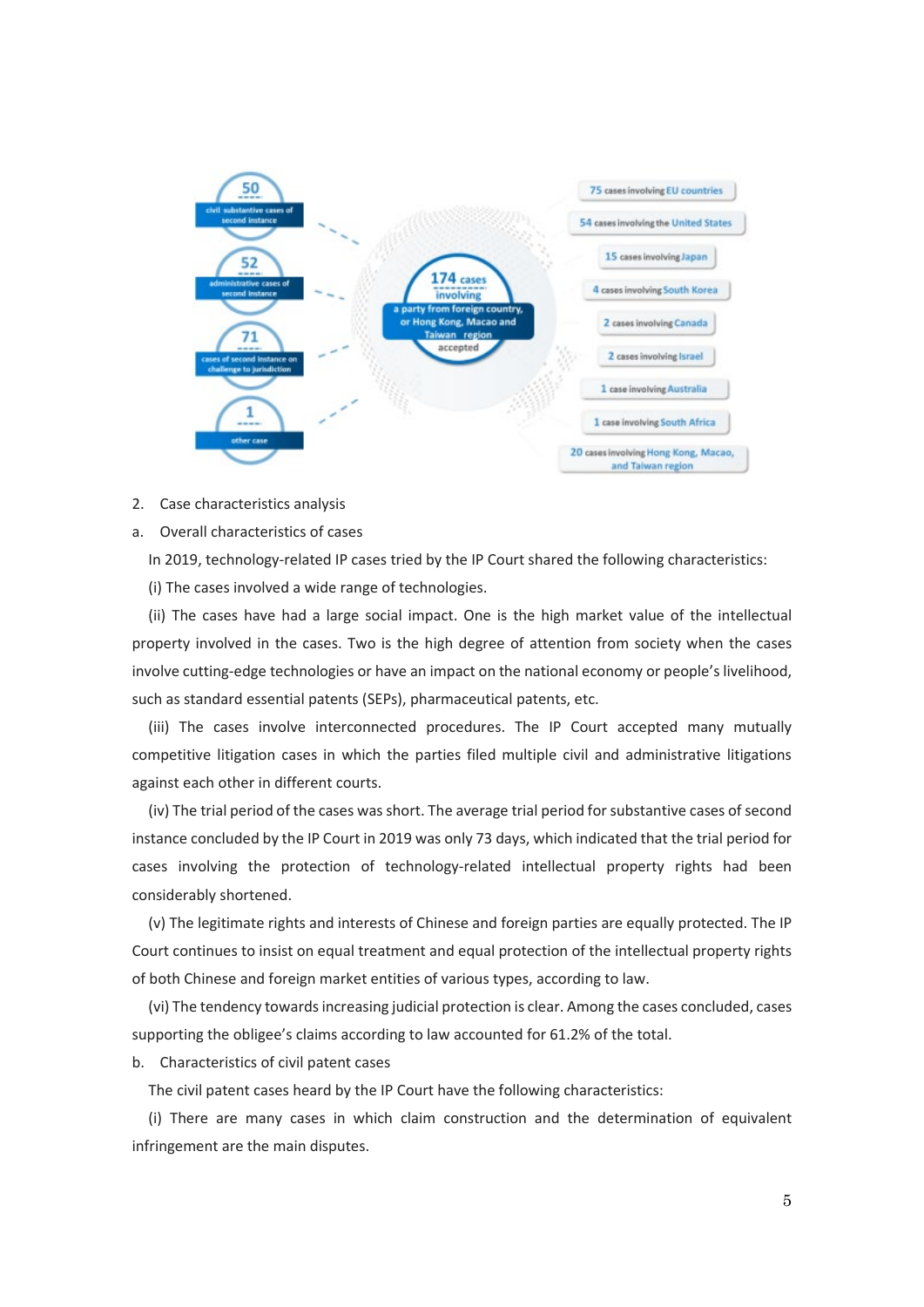50
civil substantive cases of second instance

52
administrative cases of second instance

71
cases of second instance on challenge to jurisdiction

1
other case

174 cases involving a party from foreign country, or Hong Kong, Macao and Taiwan region accepted

75 cases involving EU countries

54 cases involving the United States

15 cases involving Japan

4 cases involving South Korea

2 cases involving Canada

2 cases involving Israel

1 case involving Australia

1 case involving South Africa

20 cases involving Hong Kong, Macao, and Taiwan region

2. Case characteristics analysis

a. Overall characteristics of cases

In 2019, technology-related IP cases tried by the IP Court shared the following characteristics:

(i) The cases involved a wide range of technologies.

(ii) The cases have had a large social impact. One is the high market value of the intellectual property involved in the cases. Two is the high degree of attention from society when the cases involve cutting-edge technologies or have an impact on the national economy or people's livelihood, such as standard essential patents (SEPs), pharmaceutical patents, etc.

(iii) The cases involve interconnected procedures. The IP Court accepted many mutually competitive litigation cases in which the parties filed multiple civil and administrative litigations against each other in different courts.

(iv) The trial period of the cases was short. The average trial period for substantive cases of second instance concluded by the IP Court in 2019 was only 73 days, which indicated that the trial period for cases involving the protection of technology-related intellectual property rights had been considerably shortened.

(v) The legitimate rights and interests of Chinese and foreign parties are equally protected. The IP Court continues to insist on equal treatment and equal protection of the intellectual property rights of both Chinese and foreign market entities of various types, according to law.

(vi) The tendency towards increasing judicial protection is clear. Among the cases concluded, cases supporting the obligee's claims according to law accounted for 61.2% of the total.

b. Characteristics of civil patent cases

The civil patent cases heard by the IP Court have the following characteristics:

(i) There are many cases in which claim construction and the determination of equivalent infringement are the main disputes.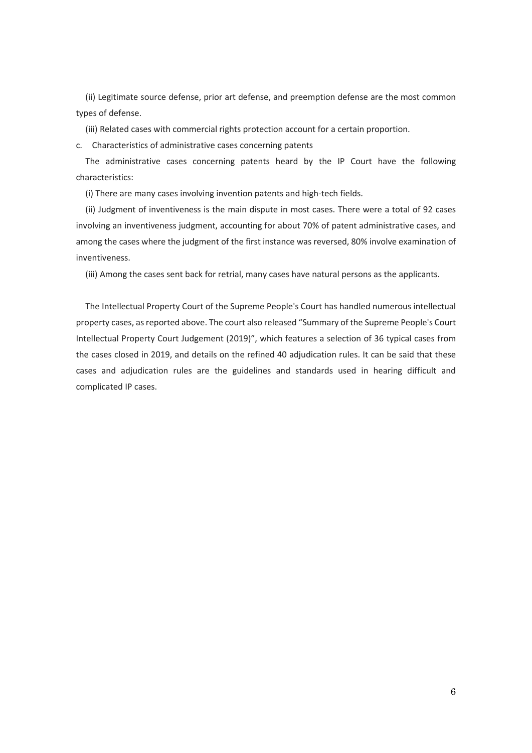(ii) Legitimate source defense, prior art defense, and preemption defense are the most common types of defense.

(iii) Related cases with commercial rights protection account for a certain proportion.

c. Characteristics of administrative cases concerning patents

The administrative cases concerning patents heard by the IP Court have the following characteristics:

(i) There are many cases involving invention patents and high-tech fields.

(ii) Judgment of inventiveness is the main dispute in most cases. There were a total of 92 cases involving an inventiveness judgment, accounting for about 70% of patent administrative cases, and among the cases where the judgment of the first instance was reversed, 80% involve examination of inventiveness.

(iii) Among the cases sent back for retrial, many cases have natural persons as the applicants.

The Intellectual Property Court of the Supreme People's Court has handled numerous intellectual property cases, as reported above. The court also released "Summary of the Supreme People's Court Intellectual Property Court Judgement (2019)", which features a selection of 36 typical cases from the cases closed in 2019, and details on the refined 40 adjudication rules. It can be said that these cases and adjudication rules are the guidelines and standards used in hearing difficult and complicated IP cases.